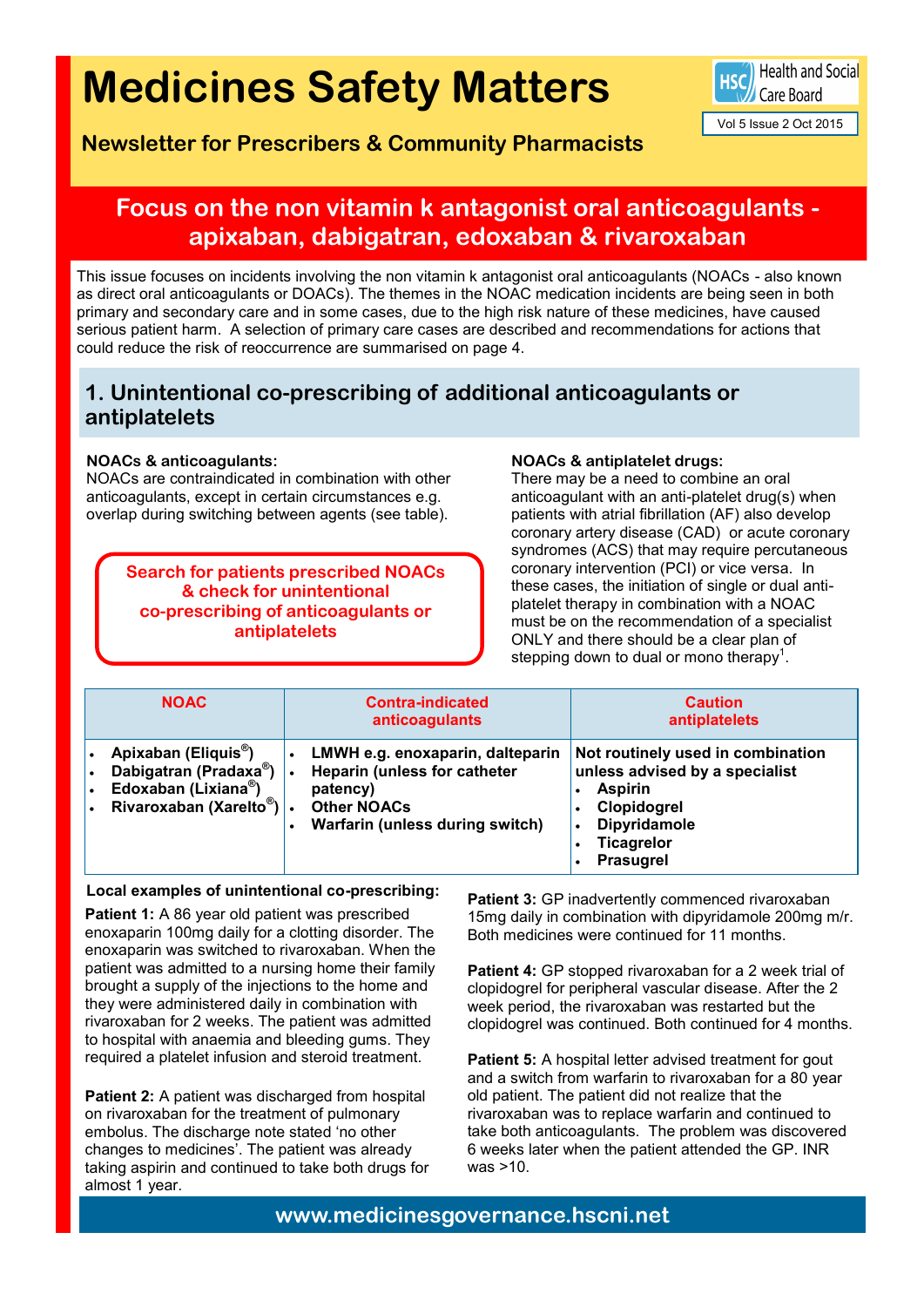# Medicines Safety Matters

## Newsletter for Prescribers & Community Pharmacists

Health and Social Care Board

Vol 5 Issue 2 Oct 2015

## Focus on the non vitamin k antagonist oral anticoagulants - apixaban, dabigatran, edoxaban & rivaroxaban

This issue focuses on incidents involving the non vitamin k antagonist oral anticoagulants (NOACs - also known as direct oral anticoagulants or DOACs). The themes in the NOAC medication incidents are being seen in both primary and secondary care and in some cases, due to the high risk nature of these medicines, have caused serious patient harm. A selection of primary care cases are described and recommendations for actions that could reduce the risk of reoccurrence are summarised on page 4.

## 1. Unintentional co-prescribing of additional anticoagulants or antiplatelets

**NOACs & anticoagulants:**
NOACs are contraindicated in combination with other anticoagulants, except in certain circumstances e.g. overlap during switching between agents (see table).

**Search for patients prescribed NOACs & check for unintentional co-prescribing of anticoagulants or antiplatelets**

**NOACs & antiplatelet drugs:**
There may be a need to combine an oral anticoagulant with an anti-platelet drug(s) when patients with atrial fibrillation (AF) also develop coronary artery disease (CAD) or acute coronary syndromes (ACS) that may require percutaneous coronary intervention (PCI) or vice versa. In these cases, the initiation of single or dual anti-platelet therapy in combination with a NOAC must be on the recommendation of a specialist ONLY and there should be a clear plan of stepping down to dual or mono therapy[1].

| NOAC | Contra-indicated anticoagulants | Caution antiplatelets |
|---|---|---|
| • Apixaban (Eliquis®)<br>• Dabigatran (Pradaxa®)<br>• Edoxaban (Lixiana®)<br>• Rivaroxaban (Xarelto®) | • LMWH e.g. enoxaparin, dalteparin<br>• Heparin (unless for catheter patency)<br>• Other NOACs<br>• Warfarin (unless during switch) | Not routinely used in combination unless advised by a specialist<br>• Aspirin<br>• Clopidogrel<br>• Dipyridamole<br>• Ticagrelor<br>• Prasugrel |

**Local examples of unintentional co-prescribing:**

**Patient 1:** A 86 year old patient was prescribed enoxaparin 100mg daily for a clotting disorder. The enoxaparin was switched to rivaroxaban. When the patient was admitted to a nursing home their family brought a supply of the injections to the home and they were administered daily in combination with rivaroxaban for 2 weeks. The patient was admitted to hospital with anaemia and bleeding gums. They required a platelet infusion and steroid treatment.

**Patient 2:** A patient was discharged from hospital on rivaroxaban for the treatment of pulmonary embolus. The discharge note stated 'no other changes to medicines'. The patient was already taking aspirin and continued to take both drugs for almost 1 year.

**Patient 3:** GP inadvertently commenced rivaroxaban 15mg daily in combination with dipyridamole 200mg m/r. Both medicines were continued for 11 months.

**Patient 4:** GP stopped rivaroxaban for a 2 week trial of clopidogrel for peripheral vascular disease. After the 2 week period, the rivaroxaban was restarted but the clopidogrel was continued. Both continued for 4 months.

**Patient 5:** A hospital letter advised treatment for gout and a switch from warfarin to rivaroxaban for a 80 year old patient. The patient did not realize that the rivaroxaban was to replace warfarin and continued to take both anticoagulants. The problem was discovered 6 weeks later when the patient attended the GP. INR was >10.

www.medicinesgovernance.hscni.net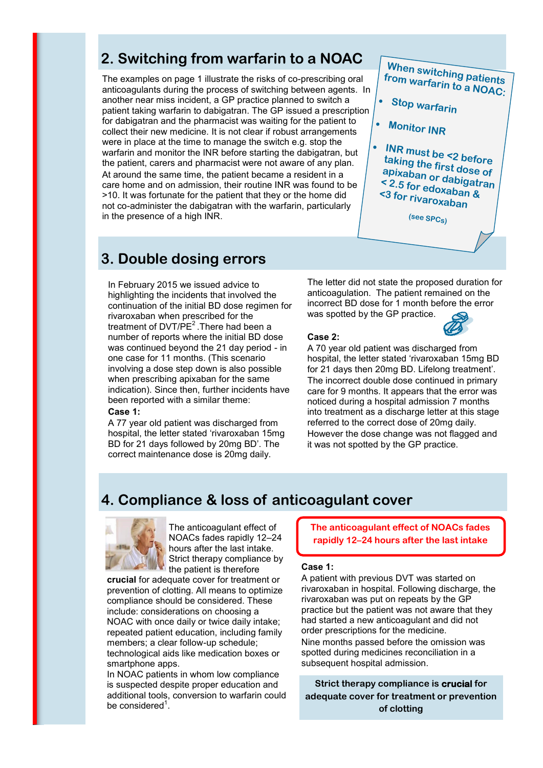## 2. Switching from warfarin to a NOAC

The examples on page 1 illustrate the risks of co-prescribing oral anticoagulants during the process of switching between agents. In another near miss incident, a GP practice planned to switch a patient taking warfarin to dabigatran. The GP issued a prescription for dabigatran and the pharmacist was waiting for the patient to collect their new medicine. It is not clear if robust arrangements were in place at the time to manage the switch e.g. stop the warfarin and monitor the INR before starting the dabigatran, but the patient, carers and pharmacist were not aware of any plan. At around the same time, the patient became a resident in a care home and on admission, their routine INR was found to be >10. It was fortunate for the patient that they or the home did not co-administer the dabigatran with the warfarin, particularly in the presence of a high INR.

**When switching patients from warfarin to a NOAC:**

- **Stop warfarin**
- **Monitor INR**
- **INR must be <2 before taking the first dose of apixaban or dabigatran < 2.5 for edoxaban & <3 for rivaroxaban**

(see SPCs)

## 3. Double dosing errors

In February 2015 we issued advice to highlighting the incidents that involved the continuation of the initial BD dose regimen for rivaroxaban when prescribed for the treatment of DVT/PE[2]. There had been a number of reports where the initial BD dose was continued beyond the 21 day period - in one case for 11 months. (This scenario involving a dose step down is also possible when prescribing apixaban for the same indication). Since then, further incidents have been reported with a similar theme:

**Case 1:**

A 77 year old patient was discharged from hospital, the letter stated 'rivaroxaban 15mg BD for 21 days followed by 20mg BD'. The correct maintenance dose is 20mg daily. The letter did not state the proposed duration for anticoagulation. The patient remained on the incorrect BD dose for 1 month before the error was spotted by the GP practice.

**Case 2:**

A 70 year old patient was discharged from hospital, the letter stated 'rivaroxaban 15mg BD for 21 days then 20mg BD. Lifelong treatment'. The incorrect double dose continued in primary care for 9 months. It appears that the error was noticed during a hospital admission 7 months into treatment as a discharge letter at this stage referred to the correct dose of 20mg daily. However the dose change was not flagged and it was not spotted by the GP practice.

## 4. Compliance & loss of anticoagulant cover

The anticoagulant effect of NOACs fades rapidly 12–24 hours after the last intake. Strict therapy compliance by the patient is therefore **crucial** for adequate cover for treatment or prevention of clotting. All means to optimize compliance should be considered. These include: considerations on choosing a NOAC with once daily or twice daily intake; repeated patient education, including family members; a clear follow-up schedule; technological aids like medication boxes or smartphone apps.

In NOAC patients in whom low compliance is suspected despite proper education and additional tools, conversion to warfarin could be considered[1].

**The anticoagulant effect of NOACs fades rapidly 12–24 hours after the last intake**

**Case 1:**

A patient with previous DVT was started on rivaroxaban in hospital. Following discharge, the rivaroxaban was put on repeats by the GP practice but the patient was not aware that they had started a new anticoagulant and did not order prescriptions for the medicine.

Nine months passed before the omission was spotted during medicines reconciliation in a subsequent hospital admission.

**Strict therapy compliance is crucial for adequate cover for treatment or prevention of clotting**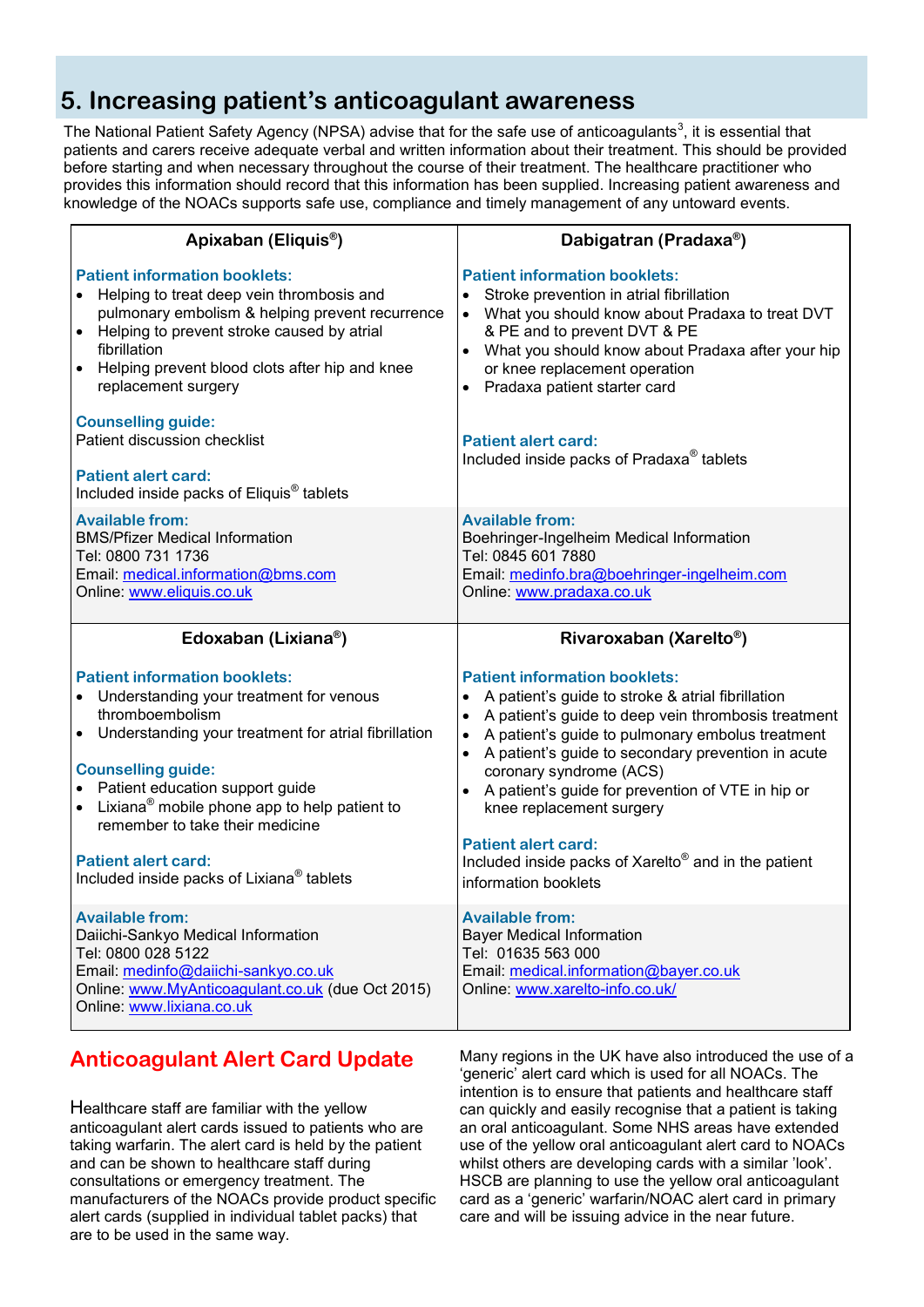# 5. Increasing patient's anticoagulant awareness

The National Patient Safety Agency (NPSA) advise that for the safe use of anticoagulants[3], it is essential that patients and carers receive adequate verbal and written information about their treatment. This should be provided before starting and when necessary throughout the course of their treatment. The healthcare practitioner who provides this information should record that this information has been supplied. Increasing patient awareness and knowledge of the NOACs supports safe use, compliance and timely management of any untoward events.

| Apixaban (Eliquis®) | Dabigatran (Pradaxa®) |
|---|---|
| **Patient information booklets:**<br>• Helping to treat deep vein thrombosis and pulmonary embolism & helping prevent recurrence<br>• Helping to prevent stroke caused by atrial fibrillation<br>• Helping prevent blood clots after hip and knee replacement surgery<br><br>**Counselling guide:**<br>Patient discussion checklist<br><br>**Patient alert card:**<br>Included inside packs of Eliquis® tablets | **Patient information booklets:**<br>• Stroke prevention in atrial fibrillation<br>• What you should know about Pradaxa to treat DVT & PE and to prevent DVT & PE<br>• What you should know about Pradaxa after your hip or knee replacement operation<br>• Pradaxa patient starter card<br><br>**Patient alert card:**<br>Included inside packs of Pradaxa® tablets |
| **Available from:**<br>BMS/Pfizer Medical Information<br>Tel: 0800 731 1736<br>Email: medical.information@bms.com<br>Online: www.eliquis.co.uk | **Available from:**<br>Boehringer-Ingelheim Medical Information<br>Tel: 0845 601 7880<br>Email: medinfo.bra@boehringer-ingelheim.com<br>Online: www.pradaxa.co.uk |
| **Edoxaban (Lixiana®)** | **Rivaroxaban (Xarelto®)** |
| **Patient information booklets:**<br>• Understanding your treatment for venous thromboembolism<br>• Understanding your treatment for atrial fibrillation<br><br>**Counselling guide:**<br>• Patient education support guide<br>• Lixiana® mobile phone app to help patient to remember to take their medicine<br><br>**Patient alert card:**<br>Included inside packs of Lixiana® tablets | **Patient information booklets:**<br>• A patient's guide to stroke & atrial fibrillation<br>• A patient's guide to deep vein thrombosis treatment<br>• A patient's guide to pulmonary embolus treatment<br>• A patient's guide to secondary prevention in acute coronary syndrome (ACS)<br>• A patient's guide for prevention of VTE in hip or knee replacement surgery<br><br>**Patient alert card:**<br>Included inside packs of Xarelto® and in the patient information booklets |
| **Available from:**<br>Daiichi-Sankyo Medical Information<br>Tel: 0800 028 5122<br>Email: medinfo@daiichi-sankyo.co.uk<br>Online: www.MyAnticoagulant.co.uk (due Oct 2015)<br>Online: www.lixiana.co.uk | **Available from:**<br>Bayer Medical Information<br>Tel: 01635 563 000<br>Email: medical.information@bayer.co.uk<br>Online: www.xarelto-info.co.uk/ |

## Anticoagulant Alert Card Update

Healthcare staff are familiar with the yellow anticoagulant alert cards issued to patients who are taking warfarin. The alert card is held by the patient and can be shown to healthcare staff during consultations or emergency treatment. The manufacturers of the NOACs provide product specific alert cards (supplied in individual tablet packs) that are to be used in the same way.

Many regions in the UK have also introduced the use of a 'generic' alert card which is used for all NOACs. The intention is to ensure that patients and healthcare staff can quickly and easily recognise that a patient is taking an oral anticoagulant. Some NHS areas have extended use of the yellow oral anticoagulant alert card to NOACs whilst others are developing cards with a similar 'look'. HSCB are planning to use the yellow oral anticoagulant card as a 'generic' warfarin/NOAC alert card in primary care and will be issuing advice in the near future.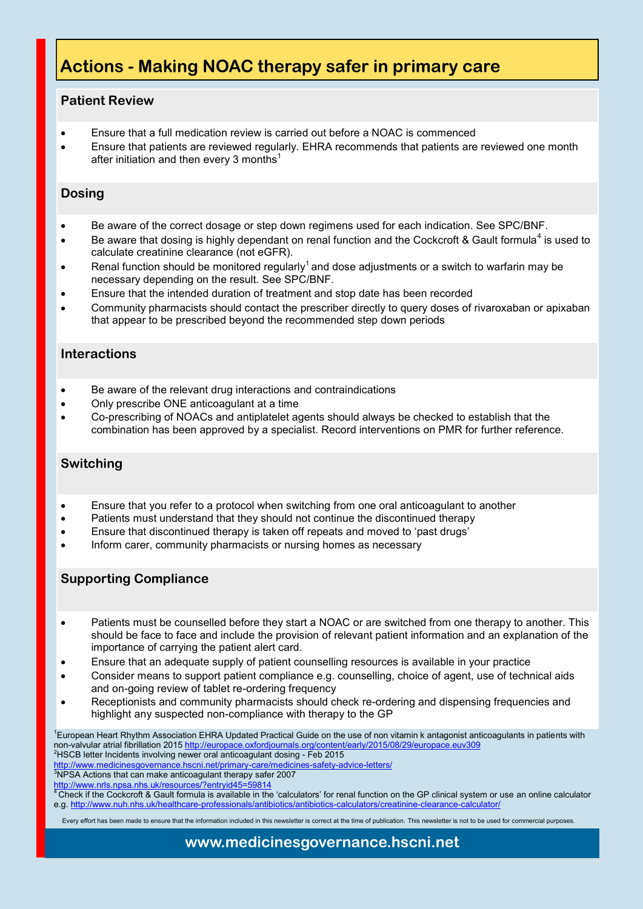# Actions - Making NOAC therapy safer in primary care

## Patient Review

- Ensure that a full medication review is carried out before a NOAC is commenced
- Ensure that patients are reviewed regularly. EHRA recommends that patients are reviewed one month after initiation and then every 3 months[1]

## Dosing

- Be aware of the correct dosage or step down regimens used for each indication. See SPC/BNF.
- Be aware that dosing is highly dependant on renal function and the Cockcroft & Gault formula[4] is used to calculate creatinine clearance (not eGFR).
- Renal function should be monitored regularly[1] and dose adjustments or a switch to warfarin may be necessary depending on the result. See SPC/BNF.
- Ensure that the intended duration of treatment and stop date has been recorded
- Community pharmacists should contact the prescriber directly to query doses of rivaroxaban or apixaban that appear to be prescribed beyond the recommended step down periods

## Interactions

- Be aware of the relevant drug interactions and contraindications
- Only prescribe ONE anticoagulant at a time
- Co-prescribing of NOACs and antiplatelet agents should always be checked to establish that the combination has been approved by a specialist. Record interventions on PMR for further reference.

## Switching

- Ensure that you refer to a protocol when switching from one oral anticoagulant to another
- Patients must understand that they should not continue the discontinued therapy
- Ensure that discontinued therapy is taken off repeats and moved to 'past drugs'
- Inform carer, community pharmacists or nursing homes as necessary

## Supporting Compliance

- Patients must be counselled before they start a NOAC or are switched from one therapy to another. This should be face to face and include the provision of relevant patient information and an explanation of the importance of carrying the patient alert card.
- Ensure that an adequate supply of patient counselling resources is available in your practice
- Consider means to support patient compliance e.g. counselling, choice of agent, use of technical aids and on-going review of tablet re-ordering frequency
- Receptionists and community pharmacists should check re-ordering and dispensing frequencies and highlight any suspected non-compliance with therapy to the GP

[1]European Heart Rhythm Association EHRA Updated Practical Guide on the use of non vitamin k antagonist anticoagulants in patients with non-valvular atrial fibrillation 2015 http://europace.oxfordjournals.org/content/early/2015/08/29/europace.euv309
[2]HSCB letter Incidents involving newer oral anticoagulant dosing - Feb 2015
http://www.medicinesgovernance.hscni.net/primary-care/medicines-safety-advice-letters/
[3]NPSA Actions that can make anticoagulant therapy safer 2007
http://www.nrls.npsa.nhs.uk/resources/?entryid45=59814
[4] Check if the Cockcroft & Gault formula is available in the 'calculators' for renal function on the GP clinical system or use an online calculator e.g. http://www.nuh.nhs.uk/healthcare-professionals/antibiotics/antibiotics-calculators/creatinine-clearance-calculator/

Every effort has been made to ensure that the information included in this newsletter is correct at the time of publication. This newsletter is not to be used for commercial purposes.

**www.medicinesgovernance.hscni.net**